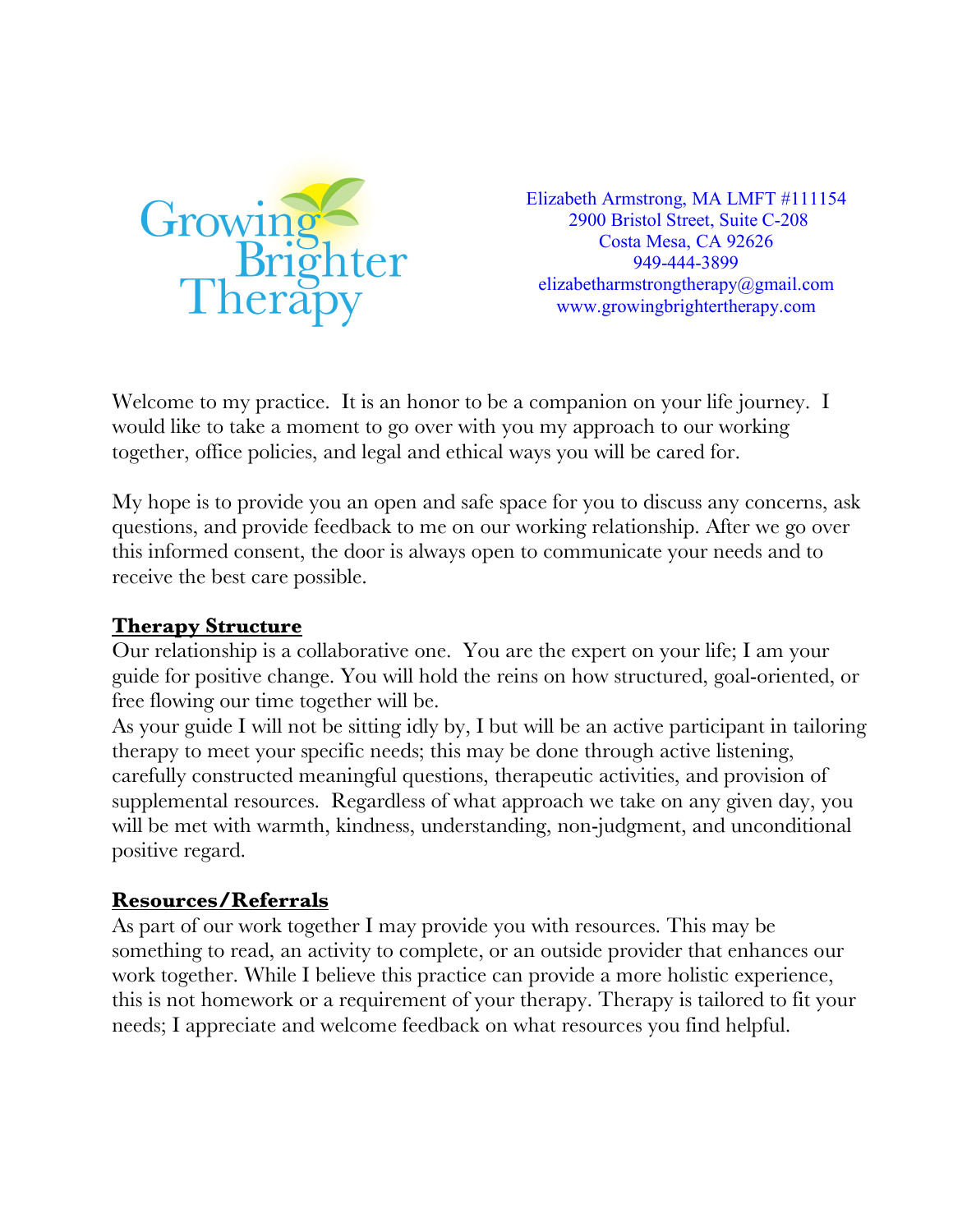Growing Brighter Therapy

Elizabeth Armstrong, MA LMFT #111154
2900 Bristol Street, Suite C-208
Costa Mesa, CA 92626
949-444-3899
elizabetharmstrongtherapy@gmail.com
www.growingbrightertherapy.com

Welcome to my practice. It is an honor to be a companion on your life journey. I would like to take a moment to go over with you my approach to our working together, office policies, and legal and ethical ways you will be cared for.

My hope is to provide you an open and safe space for you to discuss any concerns, ask questions, and provide feedback to me on our working relationship. After we go over this informed consent, the door is always open to communicate your needs and to receive the best care possible.

## Therapy Structure

Our relationship is a collaborative one. You are the expert on your life; I am your guide for positive change. You will hold the reins on how structured, goal-oriented, or free flowing our time together will be.

As your guide I will not be sitting idly by, I but will be an active participant in tailoring therapy to meet your specific needs; this may be done through active listening, carefully constructed meaningful questions, therapeutic activities, and provision of supplemental resources. Regardless of what approach we take on any given day, you will be met with warmth, kindness, understanding, non-judgment, and unconditional positive regard.

## Resources/Referrals

As part of our work together I may provide you with resources. This may be something to read, an activity to complete, or an outside provider that enhances our work together. While I believe this practice can provide a more holistic experience, this is not homework or a requirement of your therapy. Therapy is tailored to fit your needs; I appreciate and welcome feedback on what resources you find helpful.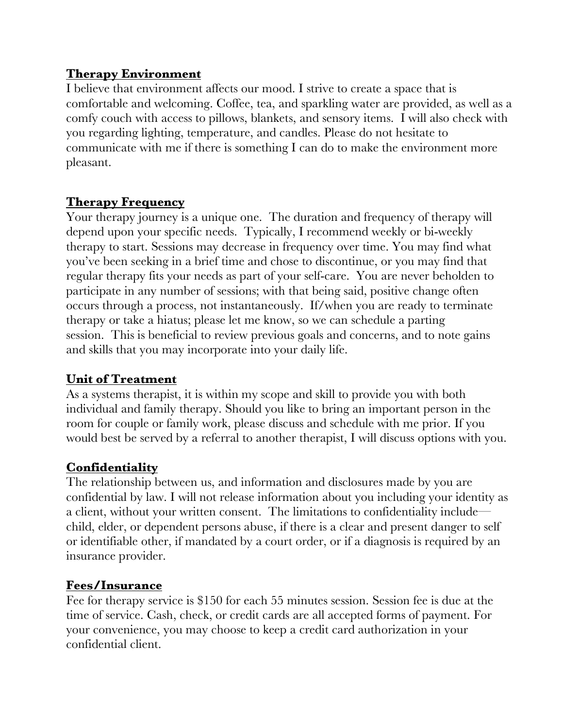**Therapy Environment**

I believe that environment affects our mood. I strive to create a space that is comfortable and welcoming. Coffee, tea, and sparkling water are provided, as well as a comfy couch with access to pillows, blankets, and sensory items. I will also check with you regarding lighting, temperature, and candles. Please do not hesitate to communicate with me if there is something I can do to make the environment more pleasant.

**Therapy Frequency**

Your therapy journey is a unique one. The duration and frequency of therapy will depend upon your specific needs. Typically, I recommend weekly or bi-weekly therapy to start. Sessions may decrease in frequency over time. You may find what you've been seeking in a brief time and chose to discontinue, or you may find that regular therapy fits your needs as part of your self-care. You are never beholden to participate in any number of sessions; with that being said, positive change often occurs through a process, not instantaneously. If/when you are ready to terminate therapy or take a hiatus; please let me know, so we can schedule a parting session. This is beneficial to review previous goals and concerns, and to note gains and skills that you may incorporate into your daily life.

**Unit of Treatment**

As a systems therapist, it is within my scope and skill to provide you with both individual and family therapy. Should you like to bring an important person in the room for couple or family work, please discuss and schedule with me prior. If you would best be served by a referral to another therapist, I will discuss options with you.

**Confidentiality**

The relationship between us, and information and disclosures made by you are confidential by law. I will not release information about you including your identity as a client, without your written consent. The limitations to confidentiality include—child, elder, or dependent persons abuse, if there is a clear and present danger to self or identifiable other, if mandated by a court order, or if a diagnosis is required by an insurance provider.

**Fees/Insurance**

Fee for therapy service is $150 for each 55 minutes session. Session fee is due at the time of service. Cash, check, or credit cards are all accepted forms of payment. For your convenience, you may choose to keep a credit card authorization in your confidential client.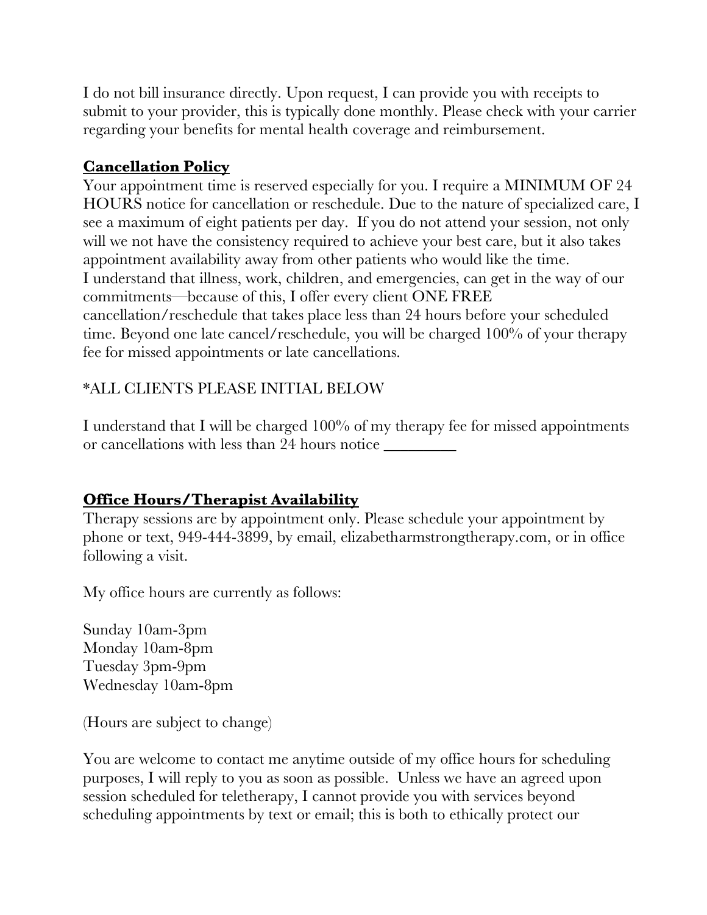I do not bill insurance directly. Upon request, I can provide you with receipts to submit to your provider, this is typically done monthly. Please check with your carrier regarding your benefits for mental health coverage and reimbursement.

## Cancellation Policy

Your appointment time is reserved especially for you. I require a MINIMUM OF 24 HOURS notice for cancellation or reschedule. Due to the nature of specialized care, I see a maximum of eight patients per day. If you do not attend your session, not only will we not have the consistency required to achieve your best care, but it also takes appointment availability away from other patients who would like the time.
I understand that illness, work, children, and emergencies, can get in the way of our commitments—because of this, I offer every client ONE FREE cancellation/reschedule that takes place less than 24 hours before your scheduled time. Beyond one late cancel/reschedule, you will be charged 100% of your therapy fee for missed appointments or late cancellations.

*ALL CLIENTS PLEASE INITIAL BELOW

I understand that I will be charged 100% of my therapy fee for missed appointments or cancellations with less than 24 hours notice _________

## Office Hours/Therapist Availability

Therapy sessions are by appointment only. Please schedule your appointment by phone or text, 949-444-3899, by email, elizabetharmstrongtherapy.com, or in office following a visit.

My office hours are currently as follows:

Sunday 10am-3pm
Monday 10am-8pm
Tuesday 3pm-9pm
Wednesday 10am-8pm

(Hours are subject to change)

You are welcome to contact me anytime outside of my office hours for scheduling purposes, I will reply to you as soon as possible. Unless we have an agreed upon session scheduled for teletherapy, I cannot provide you with services beyond scheduling appointments by text or email; this is both to ethically protect our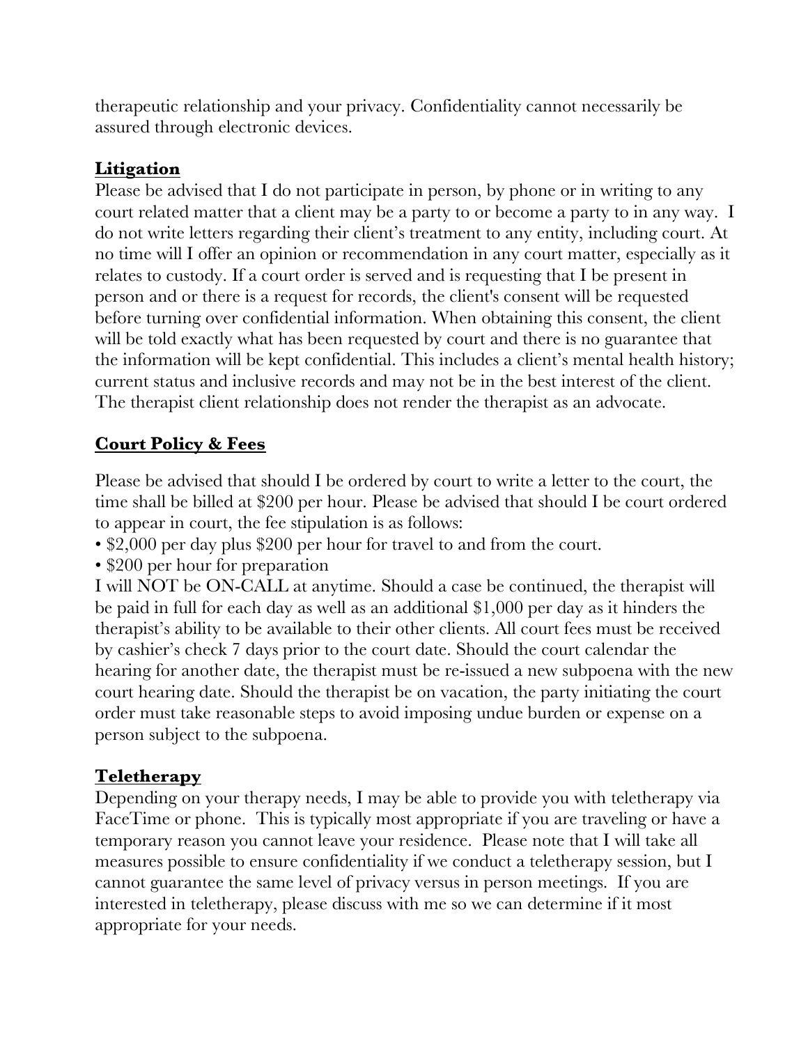therapeutic relationship and your privacy. Confidentiality cannot necessarily be assured through electronic devices.

## Litigation

Please be advised that I do not participate in person, by phone or in writing to any court related matter that a client may be a party to or become a party to in any way. I do not write letters regarding their client's treatment to any entity, including court. At no time will I offer an opinion or recommendation in any court matter, especially as it relates to custody. If a court order is served and is requesting that I be present in person and or there is a request for records, the client's consent will be requested before turning over confidential information. When obtaining this consent, the client will be told exactly what has been requested by court and there is no guarantee that the information will be kept confidential. This includes a client's mental health history; current status and inclusive records and may not be in the best interest of the client. The therapist client relationship does not render the therapist as an advocate.

## Court Policy & Fees

Please be advised that should I be ordered by court to write a letter to the court, the time shall be billed at $200 per hour. Please be advised that should I be court ordered to appear in court, the fee stipulation is as follows:

- $2,000 per day plus $200 per hour for travel to and from the court.
- $200 per hour for preparation

I will NOT be ON-CALL at anytime. Should a case be continued, the therapist will be paid in full for each day as well as an additional $1,000 per day as it hinders the therapist's ability to be available to their other clients. All court fees must be received by cashier's check 7 days prior to the court date. Should the court calendar the hearing for another date, the therapist must be re-issued a new subpoena with the new court hearing date. Should the therapist be on vacation, the party initiating the court order must take reasonable steps to avoid imposing undue burden or expense on a person subject to the subpoena.

## Teletherapy

Depending on your therapy needs, I may be able to provide you with teletherapy via FaceTime or phone. This is typically most appropriate if you are traveling or have a temporary reason you cannot leave your residence. Please note that I will take all measures possible to ensure confidentiality if we conduct a teletherapy session, but I cannot guarantee the same level of privacy versus in person meetings. If you are interested in teletherapy, please discuss with me so we can determine if it most appropriate for your needs.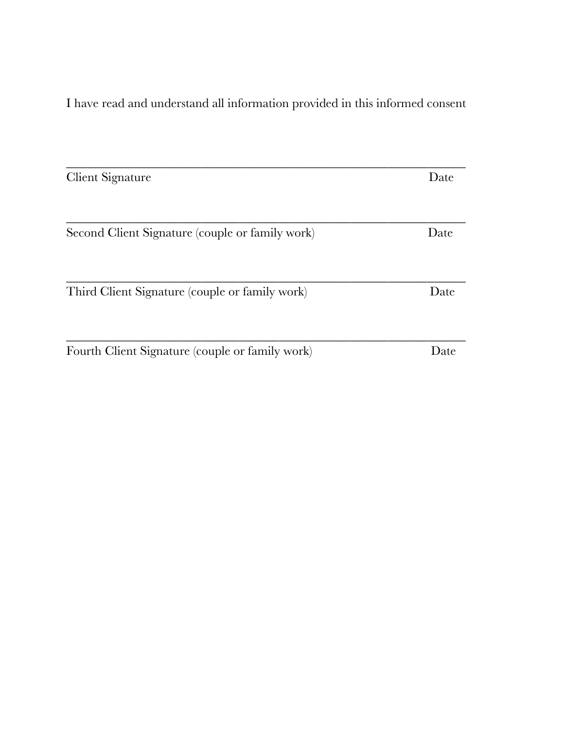I have read and understand all information provided in this informed consent

\_\_\_\_\_\_\_\_\_\_\_\_\_\_\_\_\_\_\_\_\_\_\_\_\_\_\_\_\_\_\_\_\_\_\_\_\_\_\_\_\_\_\_\_\_\_\_\_\_\_\_\_\_\_\_\_\_\_\_\_

Client Signature                                                                                    Date

\_\_\_\_\_\_\_\_\_\_\_\_\_\_\_\_\_\_\_\_\_\_\_\_\_\_\_\_\_\_\_\_\_\_\_\_\_\_\_\_\_\_\_\_\_\_\_\_\_\_\_\_\_\_\_\_\_\_\_\_

Second Client Signature (couple or family work)                                    Date

\_\_\_\_\_\_\_\_\_\_\_\_\_\_\_\_\_\_\_\_\_\_\_\_\_\_\_\_\_\_\_\_\_\_\_\_\_\_\_\_\_\_\_\_\_\_\_\_\_\_\_\_\_\_\_\_\_\_\_\_

Third Client Signature (couple or family work)                                       Date

\_\_\_\_\_\_\_\_\_\_\_\_\_\_\_\_\_\_\_\_\_\_\_\_\_\_\_\_\_\_\_\_\_\_\_\_\_\_\_\_\_\_\_\_\_\_\_\_\_\_\_\_\_\_\_\_\_\_\_\_

Fourth Client Signature (couple or family work)                                     Date